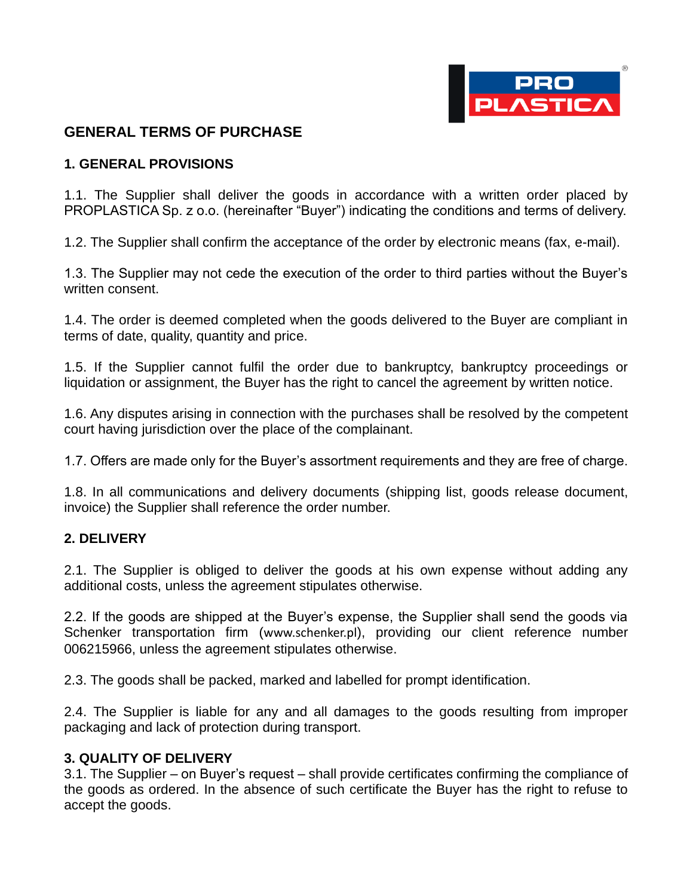PRO PLASTICA®

# GENERAL TERMS OF PURCHASE

## 1. GENERAL PROVISIONS

1.1. The Supplier shall deliver the goods in accordance with a written order placed by PROPLASTICA Sp. z o.o. (hereinafter “Buyer”) indicating the conditions and terms of delivery.

1.2. The Supplier shall confirm the acceptance of the order by electronic means (fax, e-mail).

1.3. The Supplier may not cede the execution of the order to third parties without the Buyer’s written consent.

1.4. The order is deemed completed when the goods delivered to the Buyer are compliant in terms of date, quality, quantity and price.

1.5. If the Supplier cannot fulfil the order due to bankruptcy, bankruptcy proceedings or liquidation or assignment, the Buyer has the right to cancel the agreement by written notice.

1.6. Any disputes arising in connection with the purchases shall be resolved by the competent court having jurisdiction over the place of the complainant.

1.7. Offers are made only for the Buyer’s assortment requirements and they are free of charge.

1.8. In all communications and delivery documents (shipping list, goods release document, invoice) the Supplier shall reference the order number.

## 2. DELIVERY

2.1. The Supplier is obliged to deliver the goods at his own expense without adding any additional costs, unless the agreement stipulates otherwise.

2.2. If the goods are shipped at the Buyer’s expense, the Supplier shall send the goods via Schenker transportation firm (www.schenker.pl), providing our client reference number 006215966, unless the agreement stipulates otherwise.

2.3. The goods shall be packed, marked and labelled for prompt identification.

2.4. The Supplier is liable for any and all damages to the goods resulting from improper packaging and lack of protection during transport.

## 3. QUALITY OF DELIVERY

3.1. The Supplier – on Buyer’s request – shall provide certificates confirming the compliance of the goods as ordered. In the absence of such certificate the Buyer has the right to refuse to accept the goods.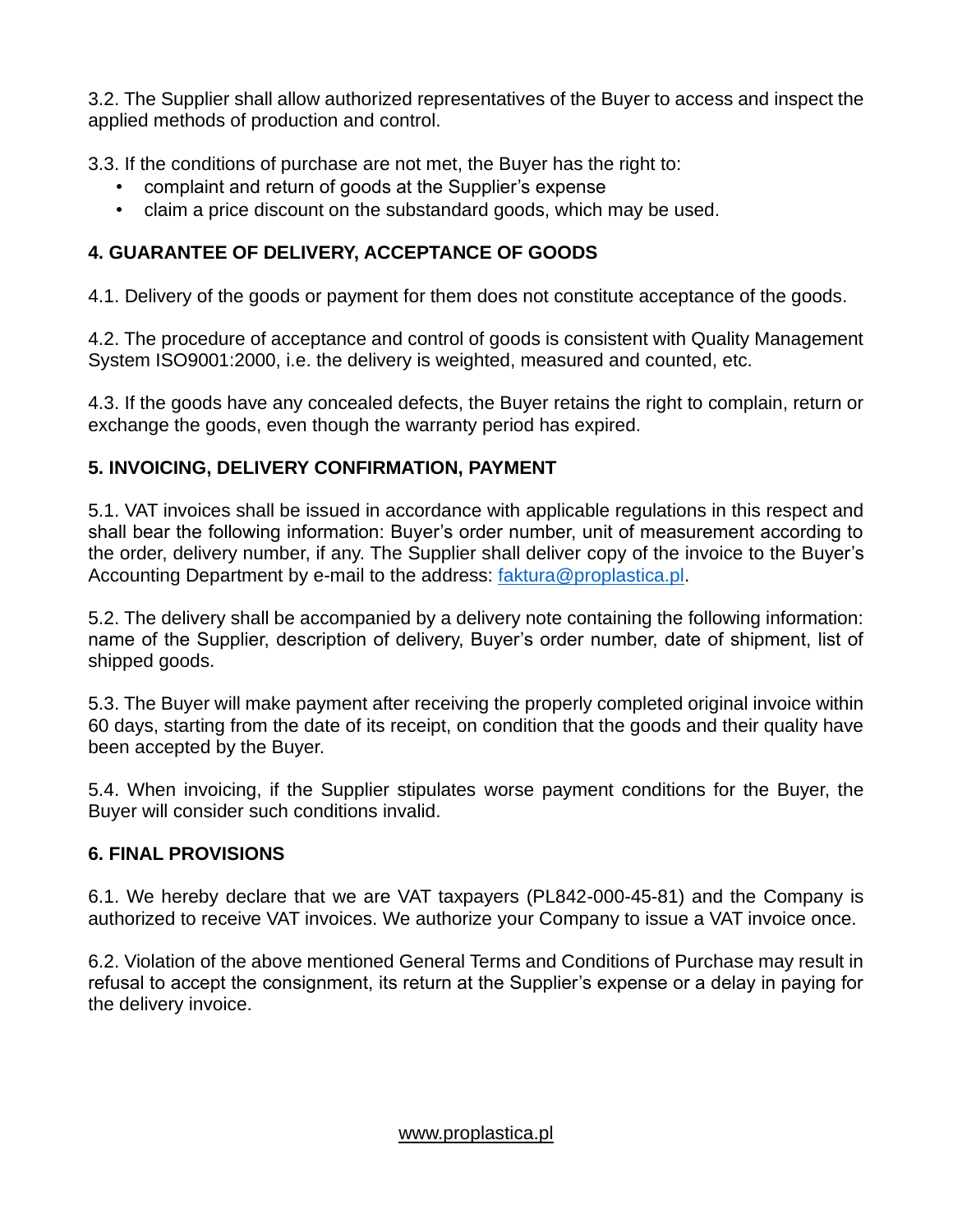3.2. The Supplier shall allow authorized representatives of the Buyer to access and inspect the applied methods of production and control.

3.3. If the conditions of purchase are not met, the Buyer has the right to:

- complaint and return of goods at the Supplier's expense
- claim a price discount on the substandard goods, which may be used.

## 4. GUARANTEE OF DELIVERY, ACCEPTANCE OF GOODS

4.1. Delivery of the goods or payment for them does not constitute acceptance of the goods.

4.2. The procedure of acceptance and control of goods is consistent with Quality Management System ISO9001:2000, i.e. the delivery is weighted, measured and counted, etc.

4.3. If the goods have any concealed defects, the Buyer retains the right to complain, return or exchange the goods, even though the warranty period has expired.

## 5. INVOICING, DELIVERY CONFIRMATION, PAYMENT

5.1. VAT invoices shall be issued in accordance with applicable regulations in this respect and shall bear the following information: Buyer's order number, unit of measurement according to the order, delivery number, if any. The Supplier shall deliver copy of the invoice to the Buyer's Accounting Department by e-mail to the address: faktura@proplastica.pl.

5.2. The delivery shall be accompanied by a delivery note containing the following information: name of the Supplier, description of delivery, Buyer's order number, date of shipment, list of shipped goods.

5.3. The Buyer will make payment after receiving the properly completed original invoice within 60 days, starting from the date of its receipt, on condition that the goods and their quality have been accepted by the Buyer.

5.4. When invoicing, if the Supplier stipulates worse payment conditions for the Buyer, the Buyer will consider such conditions invalid.

## 6. FINAL PROVISIONS

6.1. We hereby declare that we are VAT taxpayers (PL842-000-45-81) and the Company is authorized to receive VAT invoices. We authorize your Company to issue a VAT invoice once.

6.2. Violation of the above mentioned General Terms and Conditions of Purchase may result in refusal to accept the consignment, its return at the Supplier's expense or a delay in paying for the delivery invoice.

www.proplastica.pl